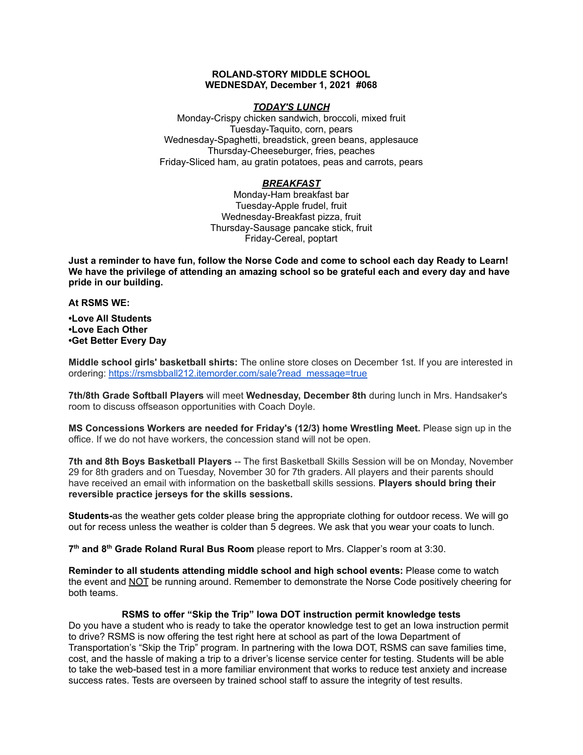**ROLAND-STORY MIDDLE SCHOOL**
**WEDNESDAY, December 1, 2021 #068**

***TODAY'S LUNCH***

Monday-Crispy chicken sandwich, broccoli, mixed fruit
Tuesday-Taquito, corn, pears
Wednesday-Spaghetti, breadstick, green beans, applesauce
Thursday-Cheeseburger, fries, peaches
Friday-Sliced ham, au gratin potatoes, peas and carrots, pears

***BREAKFAST***

Monday-Ham breakfast bar
Tuesday-Apple frudel, fruit
Wednesday-Breakfast pizza, fruit
Thursday-Sausage pancake stick, fruit
Friday-Cereal, poptart

**Just a reminder to have fun, follow the Norse Code and come to school each day Ready to Learn! We have the privilege of attending an amazing school so be grateful each and every day and have pride in our building.**

**At RSMS WE:**

**•Love All Students**
**•Love Each Other**
**•Get Better Every Day**

**Middle school girls' basketball shirts:** The online store closes on December 1st. If you are interested in ordering: https://rsmsbball212.itemorder.com/sale?read_message=true

**7th/8th Grade Softball Players** will meet **Wednesday, December 8th** during lunch in Mrs. Handsaker's room to discuss offseason opportunities with Coach Doyle.

**MS Concessions Workers are needed for Friday's (12/3) home Wrestling Meet.** Please sign up in the office. If we do not have workers, the concession stand will not be open.

**7th and 8th Boys Basketball Players** -- The first Basketball Skills Session will be on Monday, November 29 for 8th graders and on Tuesday, November 30 for 7th graders. All players and their parents should have received an email with information on the basketball skills sessions. **Players should bring their reversible practice jerseys for the skills sessions.**

**Students-**as the weather gets colder please bring the appropriate clothing for outdoor recess. We will go out for recess unless the weather is colder than 5 degrees. We ask that you wear your coats to lunch.

**7th and 8th Grade Roland Rural Bus Room** please report to Mrs. Clapper's room at 3:30.

**Reminder to all students attending middle school and high school events:** Please come to watch the event and NOT be running around. Remember to demonstrate the Norse Code positively cheering for both teams.

**RSMS to offer "Skip the Trip" Iowa DOT instruction permit knowledge tests**

Do you have a student who is ready to take the operator knowledge test to get an Iowa instruction permit to drive? RSMS is now offering the test right here at school as part of the Iowa Department of Transportation's "Skip the Trip" program. In partnering with the Iowa DOT, RSMS can save families time, cost, and the hassle of making a trip to a driver's license service center for testing. Students will be able to take the web-based test in a more familiar environment that works to reduce test anxiety and increase success rates. Tests are overseen by trained school staff to assure the integrity of test results.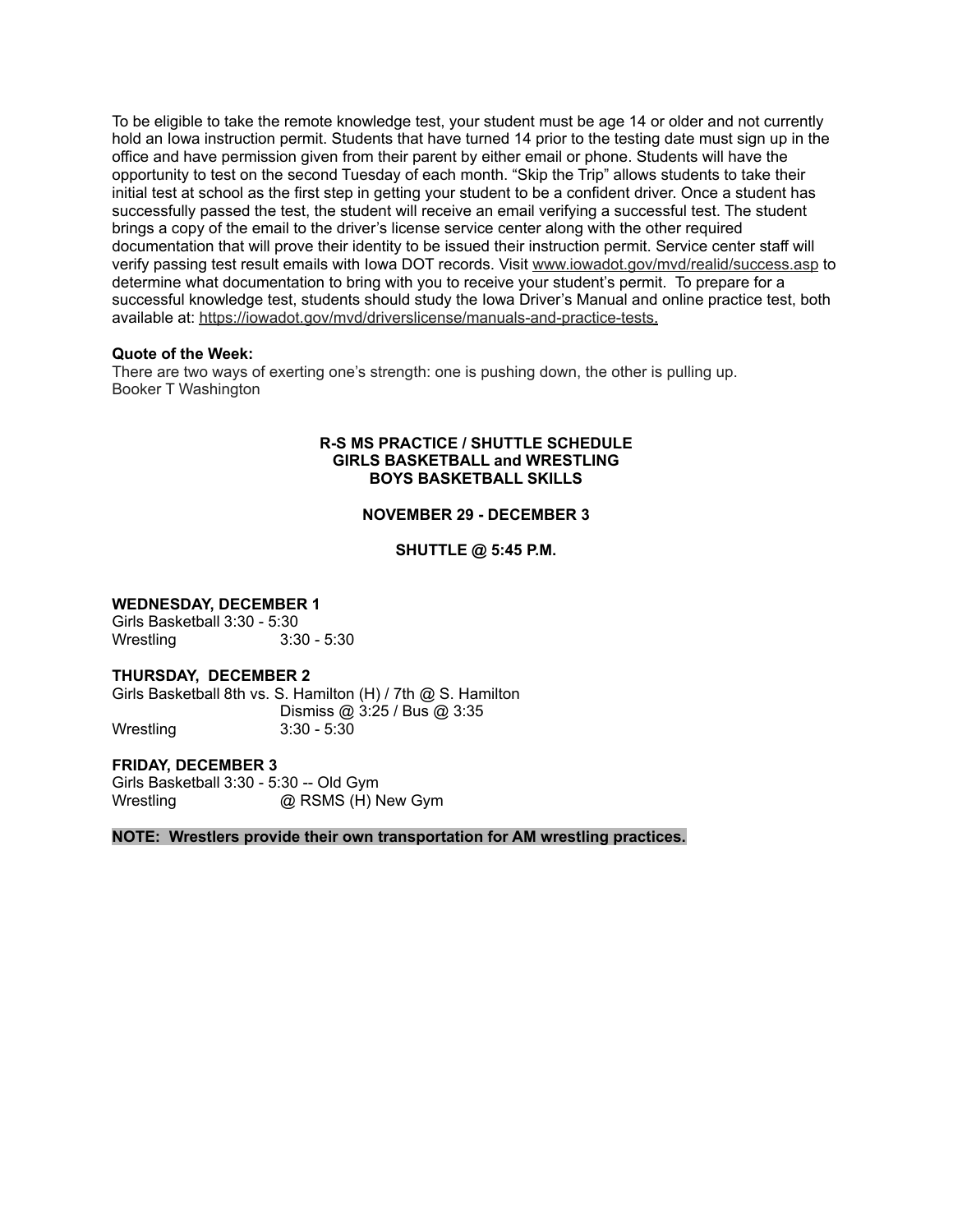To be eligible to take the remote knowledge test, your student must be age 14 or older and not currently hold an Iowa instruction permit. Students that have turned 14 prior to the testing date must sign up in the office and have permission given from their parent by either email or phone. Students will have the opportunity to test on the second Tuesday of each month. “Skip the Trip” allows students to take their initial test at school as the first step in getting your student to be a confident driver. Once a student has successfully passed the test, the student will receive an email verifying a successful test. The student brings a copy of the email to the driver’s license service center along with the other required documentation that will prove their identity to be issued their instruction permit. Service center staff will verify passing test result emails with Iowa DOT records. Visit www.iowadot.gov/mvd/realid/success.asp to determine what documentation to bring with you to receive your student’s permit. To prepare for a successful knowledge test, students should study the Iowa Driver’s Manual and online practice test, both available at: https://iowadot.gov/mvd/driverslicense/manuals-and-practice-tests.

**Quote of the Week:**
There are two ways of exerting one’s strength: one is pushing down, the other is pulling up.
Booker T Washington

**R-S MS PRACTICE / SHUTTLE SCHEDULE**
**GIRLS BASKETBALL and WRESTLING**
**BOYS BASKETBALL SKILLS**

**NOVEMBER 29 - DECEMBER 3**

**SHUTTLE @ 5:45 P.M.**

**WEDNESDAY, DECEMBER 1**
Girls Basketball 3:30 - 5:30
Wrestling 3:30 - 5:30

**THURSDAY, DECEMBER 2**
Girls Basketball 8th vs. S. Hamilton (H) / 7th @ S. Hamilton
Dismiss @ 3:25 / Bus @ 3:35
Wrestling 3:30 - 5:30

**FRIDAY, DECEMBER 3**
Girls Basketball 3:30 - 5:30 -- Old Gym
Wrestling @ RSMS (H) New Gym

**NOTE: Wrestlers provide their own transportation for AM wrestling practices.**